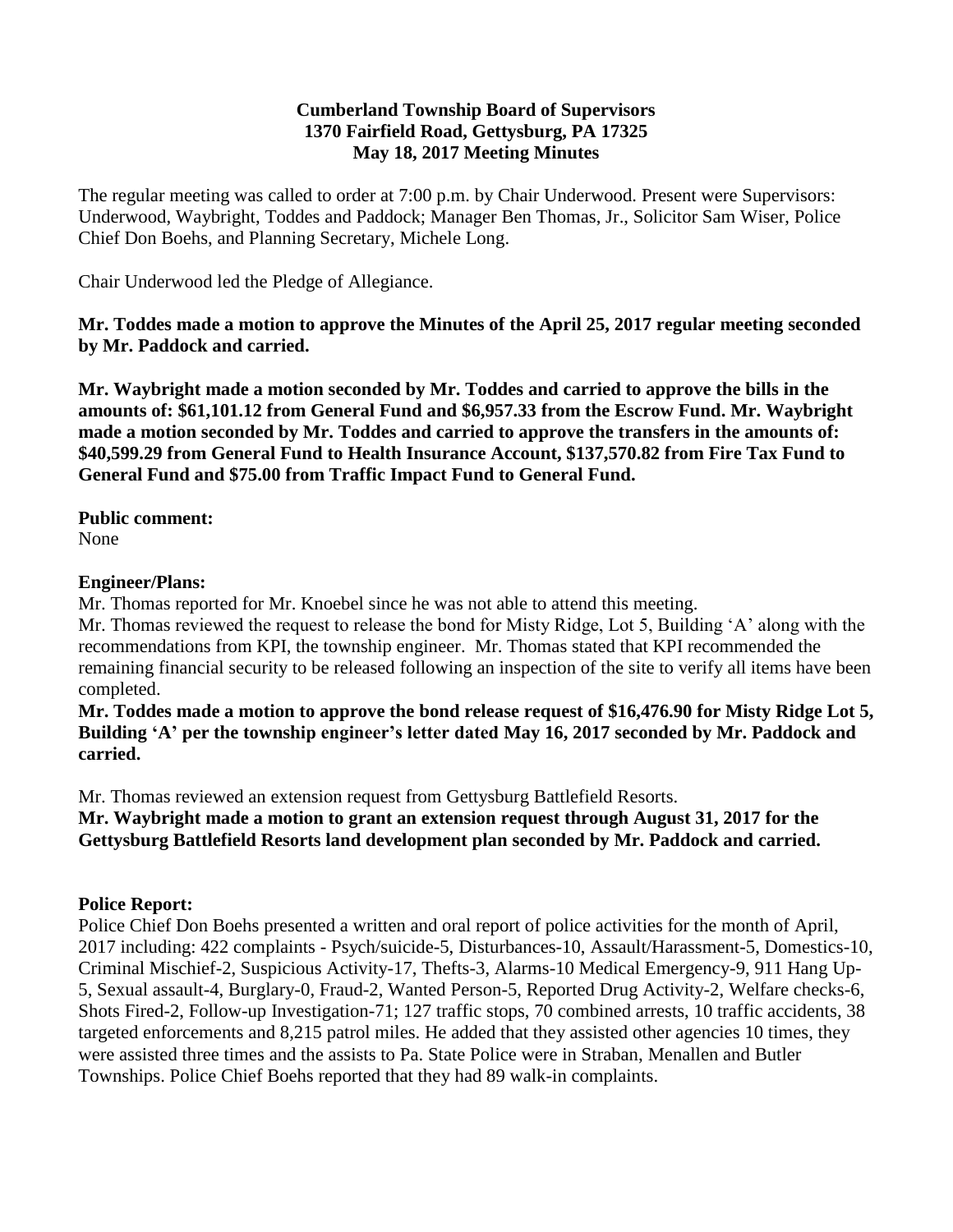**Cumberland Township Board of Supervisors**
**1370 Fairfield Road, Gettysburg, PA 17325**
**May 18, 2017 Meeting Minutes**

The regular meeting was called to order at 7:00 p.m. by Chair Underwood. Present were Supervisors: Underwood, Waybright, Toddes and Paddock; Manager Ben Thomas, Jr., Solicitor Sam Wiser, Police Chief Don Boehs, and Planning Secretary, Michele Long.

Chair Underwood led the Pledge of Allegiance.

**Mr. Toddes made a motion to approve the Minutes of the April 25, 2017 regular meeting seconded by Mr. Paddock and carried.**

**Mr. Waybright made a motion seconded by Mr. Toddes and carried to approve the bills in the amounts of: $61,101.12 from General Fund and $6,957.33 from the Escrow Fund. Mr. Waybright made a motion seconded by Mr. Toddes and carried to approve the transfers in the amounts of: $40,599.29 from General Fund to Health Insurance Account, $137,570.82 from Fire Tax Fund to General Fund and $75.00 from Traffic Impact Fund to General Fund.**

**Public comment:**
None

**Engineer/Plans:**
Mr. Thomas reported for Mr. Knoebel since he was not able to attend this meeting.
Mr. Thomas reviewed the request to release the bond for Misty Ridge, Lot 5, Building 'A' along with the recommendations from KPI, the township engineer. Mr. Thomas stated that KPI recommended the remaining financial security to be released following an inspection of the site to verify all items have been completed.
**Mr. Toddes made a motion to approve the bond release request of $16,476.90 for Misty Ridge Lot 5, Building 'A' per the township engineer's letter dated May 16, 2017 seconded by Mr. Paddock and carried.**

Mr. Thomas reviewed an extension request from Gettysburg Battlefield Resorts.
**Mr. Waybright made a motion to grant an extension request through August 31, 2017 for the Gettysburg Battlefield Resorts land development plan seconded by Mr. Paddock and carried.**

**Police Report:**
Police Chief Don Boehs presented a written and oral report of police activities for the month of April, 2017 including: 422 complaints - Psych/suicide-5, Disturbances-10, Assault/Harassment-5, Domestics-10, Criminal Mischief-2, Suspicious Activity-17, Thefts-3, Alarms-10 Medical Emergency-9, 911 Hang Up-5, Sexual assault-4, Burglary-0, Fraud-2, Wanted Person-5, Reported Drug Activity-2, Welfare checks-6, Shots Fired-2, Follow-up Investigation-71; 127 traffic stops, 70 combined arrests, 10 traffic accidents, 38 targeted enforcements and 8,215 patrol miles. He added that they assisted other agencies 10 times, they were assisted three times and the assists to Pa. State Police were in Straban, Menallen and Butler Townships. Police Chief Boehs reported that they had 89 walk-in complaints.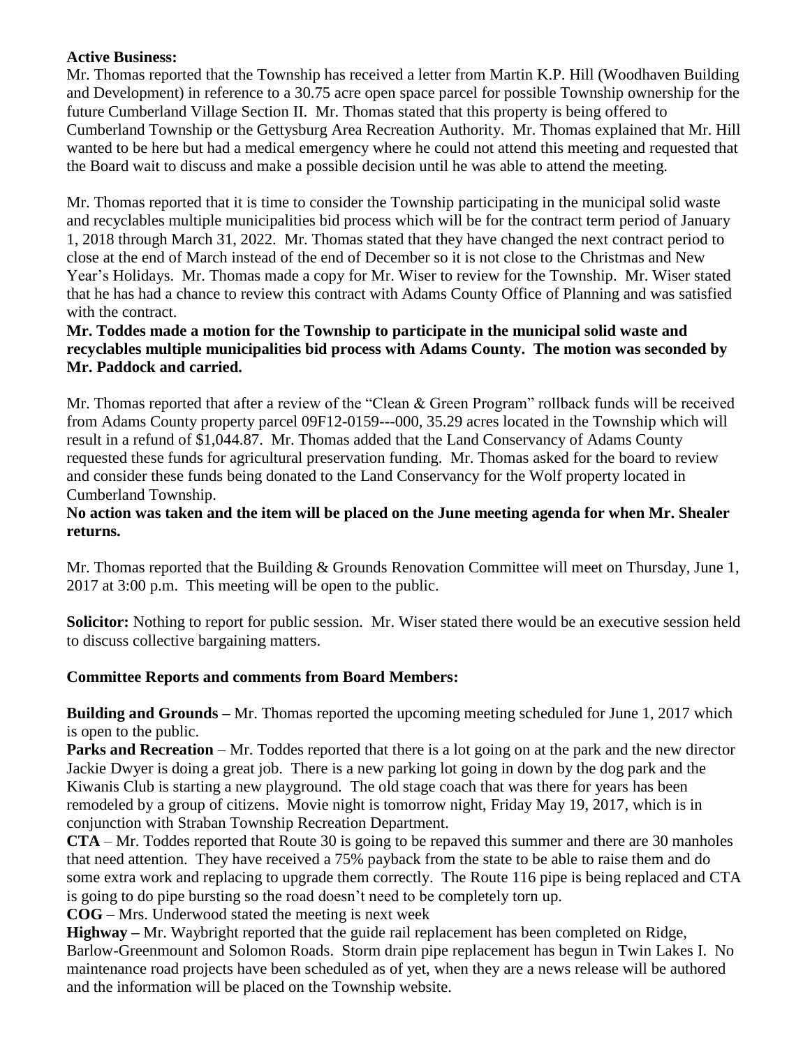**Active Business:**

Mr. Thomas reported that the Township has received a letter from Martin K.P. Hill (Woodhaven Building and Development) in reference to a 30.75 acre open space parcel for possible Township ownership for the future Cumberland Village Section II. Mr. Thomas stated that this property is being offered to Cumberland Township or the Gettysburg Area Recreation Authority. Mr. Thomas explained that Mr. Hill wanted to be here but had a medical emergency where he could not attend this meeting and requested that the Board wait to discuss and make a possible decision until he was able to attend the meeting.

Mr. Thomas reported that it is time to consider the Township participating in the municipal solid waste and recyclables multiple municipalities bid process which will be for the contract term period of January 1, 2018 through March 31, 2022. Mr. Thomas stated that they have changed the next contract period to close at the end of March instead of the end of December so it is not close to the Christmas and New Year's Holidays. Mr. Thomas made a copy for Mr. Wiser to review for the Township. Mr. Wiser stated that he has had a chance to review this contract with Adams County Office of Planning and was satisfied with the contract.

**Mr. Toddes made a motion for the Township to participate in the municipal solid waste and recyclables multiple municipalities bid process with Adams County. The motion was seconded by Mr. Paddock and carried.**

Mr. Thomas reported that after a review of the "Clean & Green Program" rollback funds will be received from Adams County property parcel 09F12-0159---000, 35.29 acres located in the Township which will result in a refund of $1,044.87. Mr. Thomas added that the Land Conservancy of Adams County requested these funds for agricultural preservation funding. Mr. Thomas asked for the board to review and consider these funds being donated to the Land Conservancy for the Wolf property located in Cumberland Township.

**No action was taken and the item will be placed on the June meeting agenda for when Mr. Shealer returns.**

Mr. Thomas reported that the Building & Grounds Renovation Committee will meet on Thursday, June 1, 2017 at 3:00 p.m. This meeting will be open to the public.

**Solicitor:** Nothing to report for public session. Mr. Wiser stated there would be an executive session held to discuss collective bargaining matters.

**Committee Reports and comments from Board Members:**

**Building and Grounds –** Mr. Thomas reported the upcoming meeting scheduled for June 1, 2017 which is open to the public.

**Parks and Recreation** – Mr. Toddes reported that there is a lot going on at the park and the new director Jackie Dwyer is doing a great job. There is a new parking lot going in down by the dog park and the Kiwanis Club is starting a new playground. The old stage coach that was there for years has been remodeled by a group of citizens. Movie night is tomorrow night, Friday May 19, 2017, which is in conjunction with Straban Township Recreation Department.

**CTA** – Mr. Toddes reported that Route 30 is going to be repaved this summer and there are 30 manholes that need attention. They have received a 75% payback from the state to be able to raise them and do some extra work and replacing to upgrade them correctly. The Route 116 pipe is being replaced and CTA is going to do pipe bursting so the road doesn't need to be completely torn up.

**COG** – Mrs. Underwood stated the meeting is next week

**Highway –** Mr. Waybright reported that the guide rail replacement has been completed on Ridge, Barlow-Greenmount and Solomon Roads. Storm drain pipe replacement has begun in Twin Lakes I. No maintenance road projects have been scheduled as of yet, when they are a news release will be authored and the information will be placed on the Township website.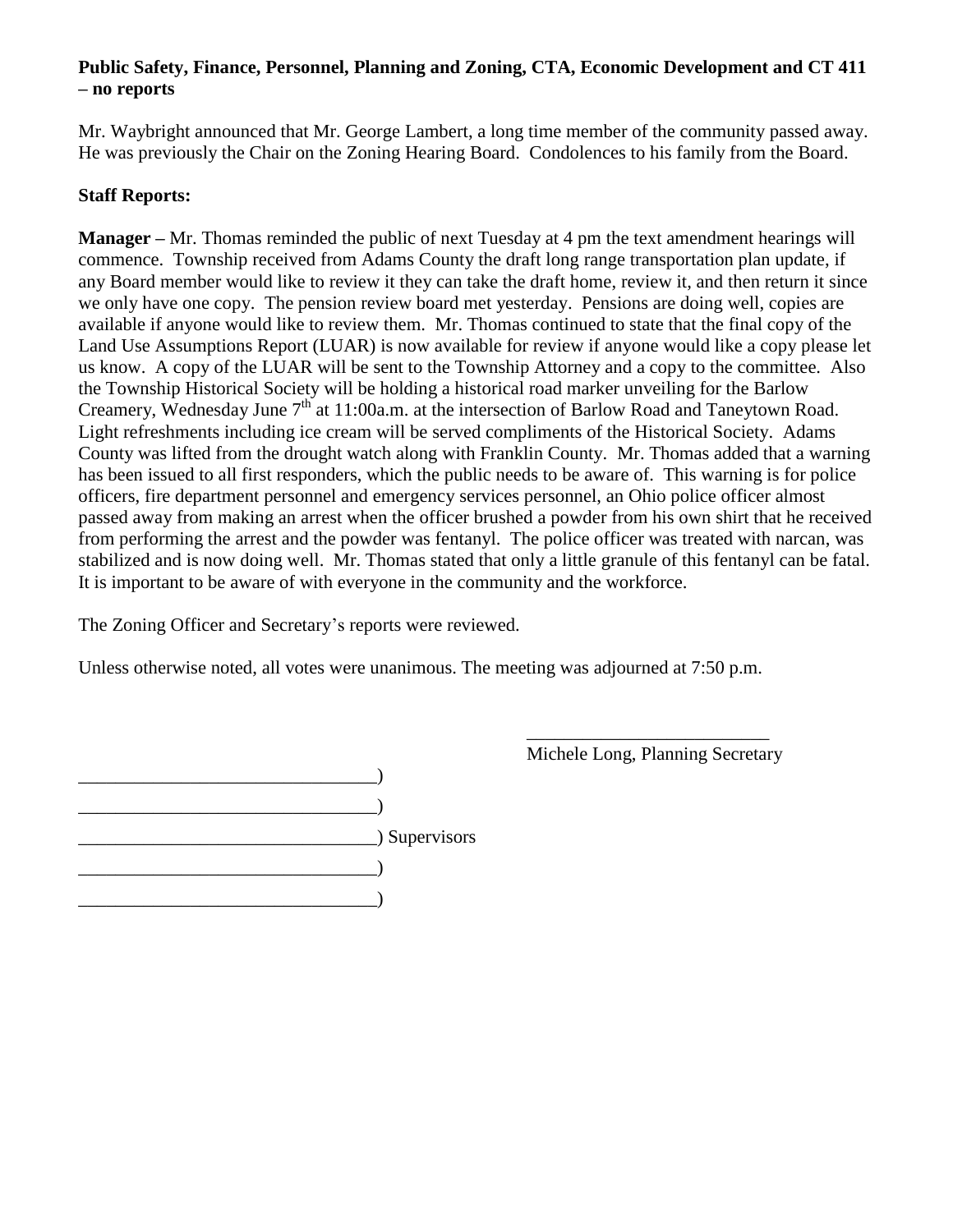**Public Safety, Finance, Personnel, Planning and Zoning, CTA, Economic Development and CT 411 – no reports**

Mr. Waybright announced that Mr. George Lambert, a long time member of the community passed away. He was previously the Chair on the Zoning Hearing Board. Condolences to his family from the Board.

**Staff Reports:**

**Manager –** Mr. Thomas reminded the public of next Tuesday at 4 pm the text amendment hearings will commence. Township received from Adams County the draft long range transportation plan update, if any Board member would like to review it they can take the draft home, review it, and then return it since we only have one copy. The pension review board met yesterday. Pensions are doing well, copies are available if anyone would like to review them. Mr. Thomas continued to state that the final copy of the Land Use Assumptions Report (LUAR) is now available for review if anyone would like a copy please let us know. A copy of the LUAR will be sent to the Township Attorney and a copy to the committee. Also the Township Historical Society will be holding a historical road marker unveiling for the Barlow Creamery, Wednesday June 7th at 11:00a.m. at the intersection of Barlow Road and Taneytown Road. Light refreshments including ice cream will be served compliments of the Historical Society. Adams County was lifted from the drought watch along with Franklin County. Mr. Thomas added that a warning has been issued to all first responders, which the public needs to be aware of. This warning is for police officers, fire department personnel and emergency services personnel, an Ohio police officer almost passed away from making an arrest when the officer brushed a powder from his own shirt that he received from performing the arrest and the powder was fentanyl. The police officer was treated with narcan, was stabilized and is now doing well. Mr. Thomas stated that only a little granule of this fentanyl can be fatal. It is important to be aware of with everyone in the community and the workforce.

The Zoning Officer and Secretary's reports were reviewed.

Unless otherwise noted, all votes were unanimous. The meeting was adjourned at 7:50 p.m.

\_\_\_\_\_\_\_\_\_\_\_\_\_\_\_\_\_\_\_\_\_\_\_\_\_\_
Michele Long, Planning Secretary

\_\_\_\_\_\_\_\_\_\_\_\_\_\_\_\_\_\_\_\_\_\_\_\_\_\_\_\_\_\_\_\_)
\_\_\_\_\_\_\_\_\_\_\_\_\_\_\_\_\_\_\_\_\_\_\_\_\_\_\_\_\_\_\_\_)
\_\_\_\_\_\_\_\_\_\_\_\_\_\_\_\_\_\_\_\_\_\_\_\_\_\_\_\_\_\_\_\_) Supervisors
\_\_\_\_\_\_\_\_\_\_\_\_\_\_\_\_\_\_\_\_\_\_\_\_\_\_\_\_\_\_\_\_)
\_\_\_\_\_\_\_\_\_\_\_\_\_\_\_\_\_\_\_\_\_\_\_\_\_\_\_\_\_\_\_\_)